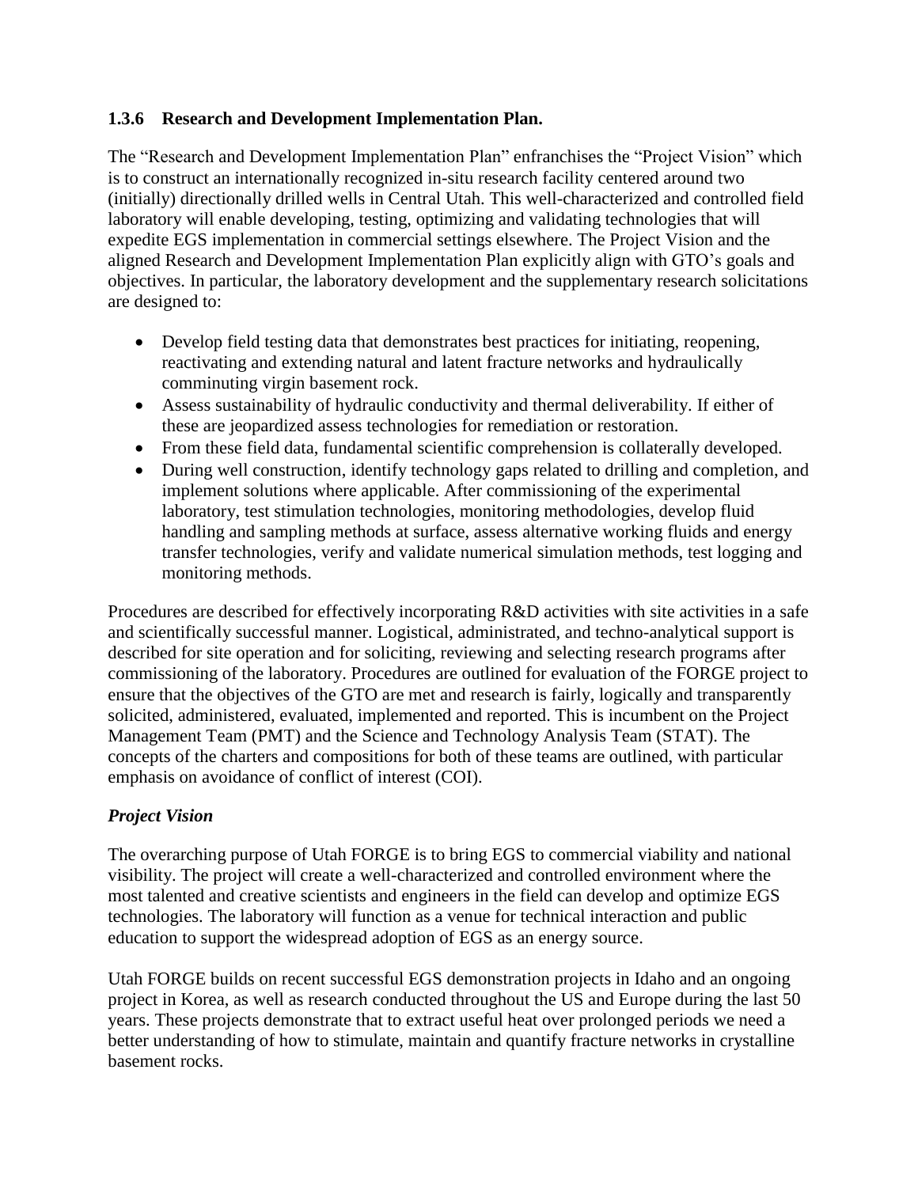### 1.3.6 Research and Development Implementation Plan.

The "Research and Development Implementation Plan" enfranchises the "Project Vision" which is to construct an internationally recognized in-situ research facility centered around two (initially) directionally drilled wells in Central Utah. This well-characterized and controlled field laboratory will enable developing, testing, optimizing and validating technologies that will expedite EGS implementation in commercial settings elsewhere. The Project Vision and the aligned Research and Development Implementation Plan explicitly align with GTO's goals and objectives. In particular, the laboratory development and the supplementary research solicitations are designed to:

- Develop field testing data that demonstrates best practices for initiating, reopening, reactivating and extending natural and latent fracture networks and hydraulically comminuting virgin basement rock.
- Assess sustainability of hydraulic conductivity and thermal deliverability. If either of these are jeopardized assess technologies for remediation or restoration.
- From these field data, fundamental scientific comprehension is collaterally developed.
- During well construction, identify technology gaps related to drilling and completion, and implement solutions where applicable. After commissioning of the experimental laboratory, test stimulation technologies, monitoring methodologies, develop fluid handling and sampling methods at surface, assess alternative working fluids and energy transfer technologies, verify and validate numerical simulation methods, test logging and monitoring methods.

Procedures are described for effectively incorporating R&D activities with site activities in a safe and scientifically successful manner. Logistical, administrated, and techno-analytical support is described for site operation and for soliciting, reviewing and selecting research programs after commissioning of the laboratory. Procedures are outlined for evaluation of the FORGE project to ensure that the objectives of the GTO are met and research is fairly, logically and transparently solicited, administered, evaluated, implemented and reported. This is incumbent on the Project Management Team (PMT) and the Science and Technology Analysis Team (STAT). The concepts of the charters and compositions for both of these teams are outlined, with particular emphasis on avoidance of conflict of interest (COI).

***Project Vision***

The overarching purpose of Utah FORGE is to bring EGS to commercial viability and national visibility. The project will create a well-characterized and controlled environment where the most talented and creative scientists and engineers in the field can develop and optimize EGS technologies. The laboratory will function as a venue for technical interaction and public education to support the widespread adoption of EGS as an energy source.

Utah FORGE builds on recent successful EGS demonstration projects in Idaho and an ongoing project in Korea, as well as research conducted throughout the US and Europe during the last 50 years. These projects demonstrate that to extract useful heat over prolonged periods we need a better understanding of how to stimulate, maintain and quantify fracture networks in crystalline basement rocks.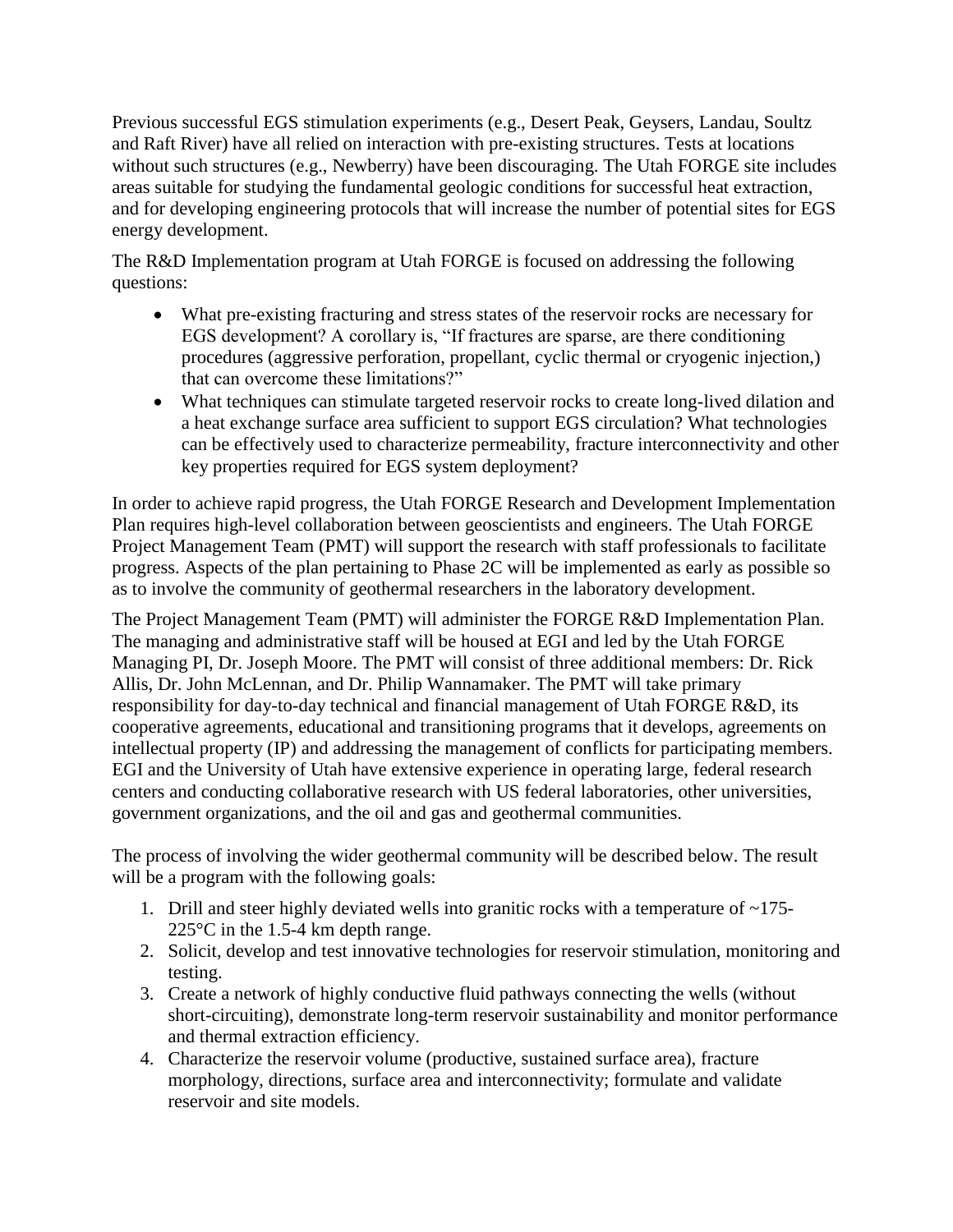Previous successful EGS stimulation experiments (e.g., Desert Peak, Geysers, Landau, Soultz and Raft River) have all relied on interaction with pre-existing structures. Tests at locations without such structures (e.g., Newberry) have been discouraging. The Utah FORGE site includes areas suitable for studying the fundamental geologic conditions for successful heat extraction, and for developing engineering protocols that will increase the number of potential sites for EGS energy development.

The R&D Implementation program at Utah FORGE is focused on addressing the following questions:

- What pre-existing fracturing and stress states of the reservoir rocks are necessary for EGS development? A corollary is, "If fractures are sparse, are there conditioning procedures (aggressive perforation, propellant, cyclic thermal or cryogenic injection,) that can overcome these limitations?"
- What techniques can stimulate targeted reservoir rocks to create long-lived dilation and a heat exchange surface area sufficient to support EGS circulation? What technologies can be effectively used to characterize permeability, fracture interconnectivity and other key properties required for EGS system deployment?

In order to achieve rapid progress, the Utah FORGE Research and Development Implementation Plan requires high-level collaboration between geoscientists and engineers. The Utah FORGE Project Management Team (PMT) will support the research with staff professionals to facilitate progress. Aspects of the plan pertaining to Phase 2C will be implemented as early as possible so as to involve the community of geothermal researchers in the laboratory development.

The Project Management Team (PMT) will administer the FORGE R&D Implementation Plan. The managing and administrative staff will be housed at EGI and led by the Utah FORGE Managing PI, Dr. Joseph Moore. The PMT will consist of three additional members: Dr. Rick Allis, Dr. John McLennan, and Dr. Philip Wannamaker. The PMT will take primary responsibility for day-to-day technical and financial management of Utah FORGE R&D, its cooperative agreements, educational and transitioning programs that it develops, agreements on intellectual property (IP) and addressing the management of conflicts for participating members. EGI and the University of Utah have extensive experience in operating large, federal research centers and conducting collaborative research with US federal laboratories, other universities, government organizations, and the oil and gas and geothermal communities.

The process of involving the wider geothermal community will be described below. The result will be a program with the following goals:

1. Drill and steer highly deviated wells into granitic rocks with a temperature of ~175-225°C in the 1.5-4 km depth range.
2. Solicit, develop and test innovative technologies for reservoir stimulation, monitoring and testing.
3. Create a network of highly conductive fluid pathways connecting the wells (without short-circuiting), demonstrate long-term reservoir sustainability and monitor performance and thermal extraction efficiency.
4. Characterize the reservoir volume (productive, sustained surface area), fracture morphology, directions, surface area and interconnectivity; formulate and validate reservoir and site models.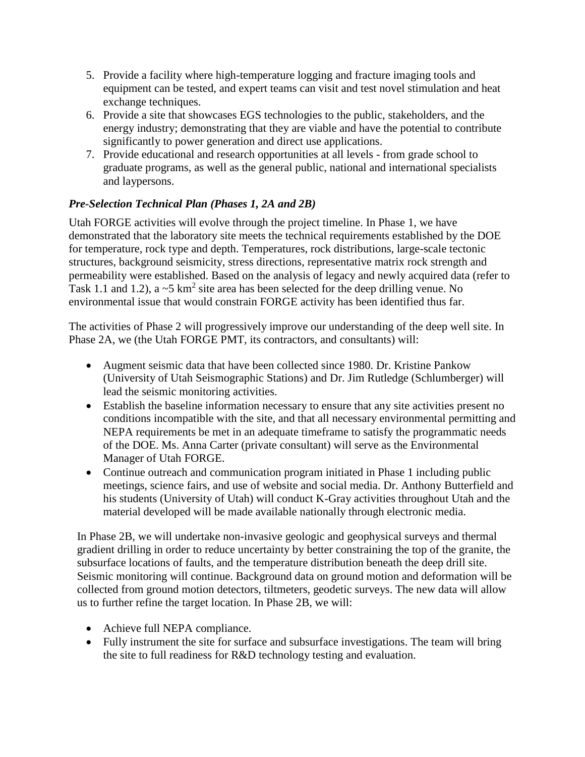5. Provide a facility where high-temperature logging and fracture imaging tools and equipment can be tested, and expert teams can visit and test novel stimulation and heat exchange techniques.
6. Provide a site that showcases EGS technologies to the public, stakeholders, and the energy industry; demonstrating that they are viable and have the potential to contribute significantly to power generation and direct use applications.
7. Provide educational and research opportunities at all levels - from grade school to graduate programs, as well as the general public, national and international specialists and laypersons.

### *Pre-Selection Technical Plan (Phases 1, 2A and 2B)*

Utah FORGE activities will evolve through the project timeline. In Phase 1, we have demonstrated that the laboratory site meets the technical requirements established by the DOE for temperature, rock type and depth. Temperatures, rock distributions, large-scale tectonic structures, background seismicity, stress directions, representative matrix rock strength and permeability were established. Based on the analysis of legacy and newly acquired data (refer to Task 1.1 and 1.2), a ~5 $km^2$ site area has been selected for the deep drilling venue. No environmental issue that would constrain FORGE activity has been identified thus far.

The activities of Phase 2 will progressively improve our understanding of the deep well site. In Phase 2A, we (the Utah FORGE PMT, its contractors, and consultants) will:

- Augment seismic data that have been collected since 1980. Dr. Kristine Pankow (University of Utah Seismographic Stations) and Dr. Jim Rutledge (Schlumberger) will lead the seismic monitoring activities.
- Establish the baseline information necessary to ensure that any site activities present no conditions incompatible with the site, and that all necessary environmental permitting and NEPA requirements be met in an adequate timeframe to satisfy the programmatic needs of the DOE. Ms. Anna Carter (private consultant) will serve as the Environmental Manager of Utah FORGE.
- Continue outreach and communication program initiated in Phase 1 including public meetings, science fairs, and use of website and social media. Dr. Anthony Butterfield and his students (University of Utah) will conduct K-Gray activities throughout Utah and the material developed will be made available nationally through electronic media.

In Phase 2B, we will undertake non-invasive geologic and geophysical surveys and thermal gradient drilling in order to reduce uncertainty by better constraining the top of the granite, the subsurface locations of faults, and the temperature distribution beneath the deep drill site. Seismic monitoring will continue. Background data on ground motion and deformation will be collected from ground motion detectors, tiltmeters, geodetic surveys. The new data will allow us to further refine the target location. In Phase 2B, we will:

- Achieve full NEPA compliance.
- Fully instrument the site for surface and subsurface investigations. The team will bring the site to full readiness for R&D technology testing and evaluation.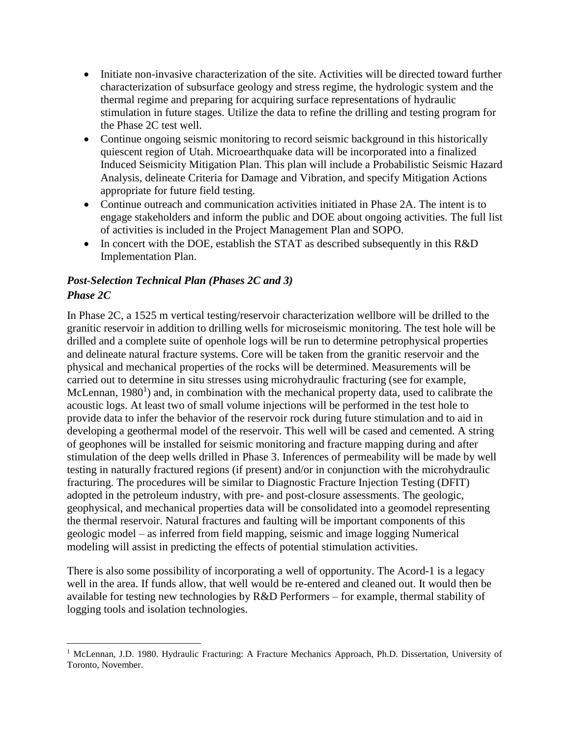- Initiate non-invasive characterization of the site. Activities will be directed toward further characterization of subsurface geology and stress regime, the hydrologic system and the thermal regime and preparing for acquiring surface representations of hydraulic stimulation in future stages. Utilize the data to refine the drilling and testing program for the Phase 2C test well.
- Continue ongoing seismic monitoring to record seismic background in this historically quiescent region of Utah. Microearthquake data will be incorporated into a finalized Induced Seismicity Mitigation Plan. This plan will include a Probabilistic Seismic Hazard Analysis, delineate Criteria for Damage and Vibration, and specify Mitigation Actions appropriate for future field testing.
- Continue outreach and communication activities initiated in Phase 2A. The intent is to engage stakeholders and inform the public and DOE about ongoing activities. The full list of activities is included in the Project Management Plan and SOPO.
- In concert with the DOE, establish the STAT as described subsequently in this R&D Implementation Plan.

### *Post-Selection Technical Plan (Phases 2C and 3)*

### *Phase 2C*

In Phase 2C, a 1525 m vertical testing/reservoir characterization wellbore will be drilled to the granitic reservoir in addition to drilling wells for microseismic monitoring. The test hole will be drilled and a complete suite of openhole logs will be run to determine petrophysical properties and delineate natural fracture systems. Core will be taken from the granitic reservoir and the physical and mechanical properties of the rocks will be determined. Measurements will be carried out to determine in situ stresses using microhydraulic fracturing (see for example, McLennan, 1980[1]) and, in combination with the mechanical property data, used to calibrate the acoustic logs. At least two of small volume injections will be performed in the test hole to provide data to infer the behavior of the reservoir rock during future stimulation and to aid in developing a geothermal model of the reservoir. This well will be cased and cemented. A string of geophones will be installed for seismic monitoring and fracture mapping during and after stimulation of the deep wells drilled in Phase 3. Inferences of permeability will be made by well testing in naturally fractured regions (if present) and/or in conjunction with the microhydraulic fracturing. The procedures will be similar to Diagnostic Fracture Injection Testing (DFIT) adopted in the petroleum industry, with pre- and post-closure assessments. The geologic, geophysical, and mechanical properties data will be consolidated into a geomodel representing the thermal reservoir. Natural fractures and faulting will be important components of this geologic model – as inferred from field mapping, seismic and image logging Numerical modeling will assist in predicting the effects of potential stimulation activities.

There is also some possibility of incorporating a well of opportunity. The Acord-1 is a legacy well in the area. If funds allow, that well would be re-entered and cleaned out. It would then be available for testing new technologies by R&D Performers – for example, thermal stability of logging tools and isolation technologies.

---

[1] McLennan, J.D. 1980. Hydraulic Fracturing: A Fracture Mechanics Approach, Ph.D. Dissertation, University of Toronto, November.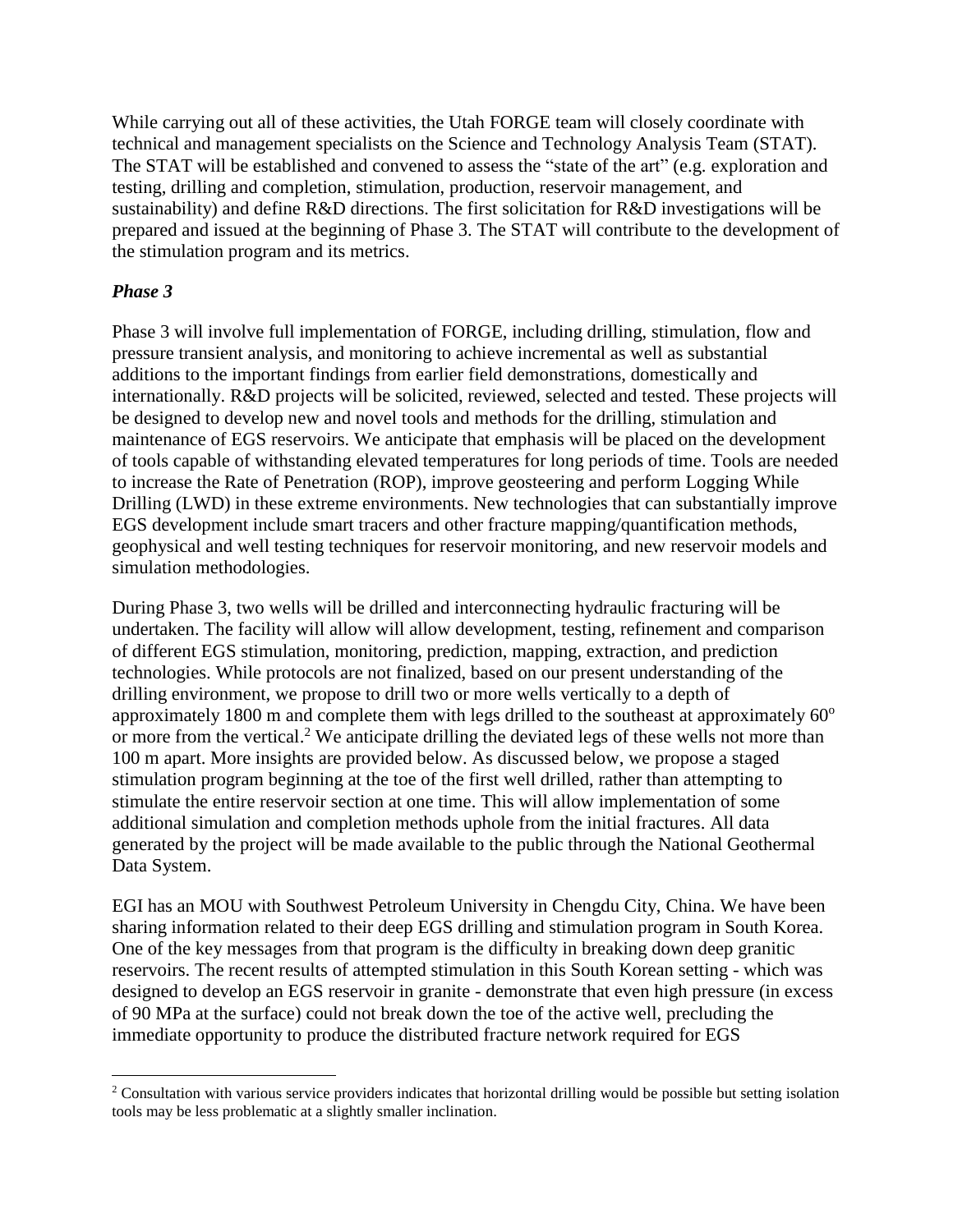While carrying out all of these activities, the Utah FORGE team will closely coordinate with technical and management specialists on the Science and Technology Analysis Team (STAT). The STAT will be established and convened to assess the "state of the art" (e.g. exploration and testing, drilling and completion, stimulation, production, reservoir management, and sustainability) and define R&D directions. The first solicitation for R&D investigations will be prepared and issued at the beginning of Phase 3. The STAT will contribute to the development of the stimulation program and its metrics.

### *Phase 3*

Phase 3 will involve full implementation of FORGE, including drilling, stimulation, flow and pressure transient analysis, and monitoring to achieve incremental as well as substantial additions to the important findings from earlier field demonstrations, domestically and internationally. R&D projects will be solicited, reviewed, selected and tested. These projects will be designed to develop new and novel tools and methods for the drilling, stimulation and maintenance of EGS reservoirs. We anticipate that emphasis will be placed on the development of tools capable of withstanding elevated temperatures for long periods of time. Tools are needed to increase the Rate of Penetration (ROP), improve geosteering and perform Logging While Drilling (LWD) in these extreme environments. New technologies that can substantially improve EGS development include smart tracers and other fracture mapping/quantification methods, geophysical and well testing techniques for reservoir monitoring, and new reservoir models and simulation methodologies.

During Phase 3, two wells will be drilled and interconnecting hydraulic fracturing will be undertaken. The facility will allow will allow development, testing, refinement and comparison of different EGS stimulation, monitoring, prediction, mapping, extraction, and prediction technologies. While protocols are not finalized, based on our present understanding of the drilling environment, we propose to drill two or more wells vertically to a depth of approximately 1800 m and complete them with legs drilled to the southeast at approximately 60° or more from the vertical.[2] We anticipate drilling the deviated legs of these wells not more than 100 m apart. More insights are provided below. As discussed below, we propose a staged stimulation program beginning at the toe of the first well drilled, rather than attempting to stimulate the entire reservoir section at one time. This will allow implementation of some additional simulation and completion methods uphole from the initial fractures. All data generated by the project will be made available to the public through the National Geothermal Data System.

EGI has an MOU with Southwest Petroleum University in Chengdu City, China. We have been sharing information related to their deep EGS drilling and stimulation program in South Korea. One of the key messages from that program is the difficulty in breaking down deep granitic reservoirs. The recent results of attempted stimulation in this South Korean setting - which was designed to develop an EGS reservoir in granite - demonstrate that even high pressure (in excess of 90 MPa at the surface) could not break down the toe of the active well, precluding the immediate opportunity to produce the distributed fracture network required for EGS

---

[2] Consultation with various service providers indicates that horizontal drilling would be possible but setting isolation tools may be less problematic at a slightly smaller inclination.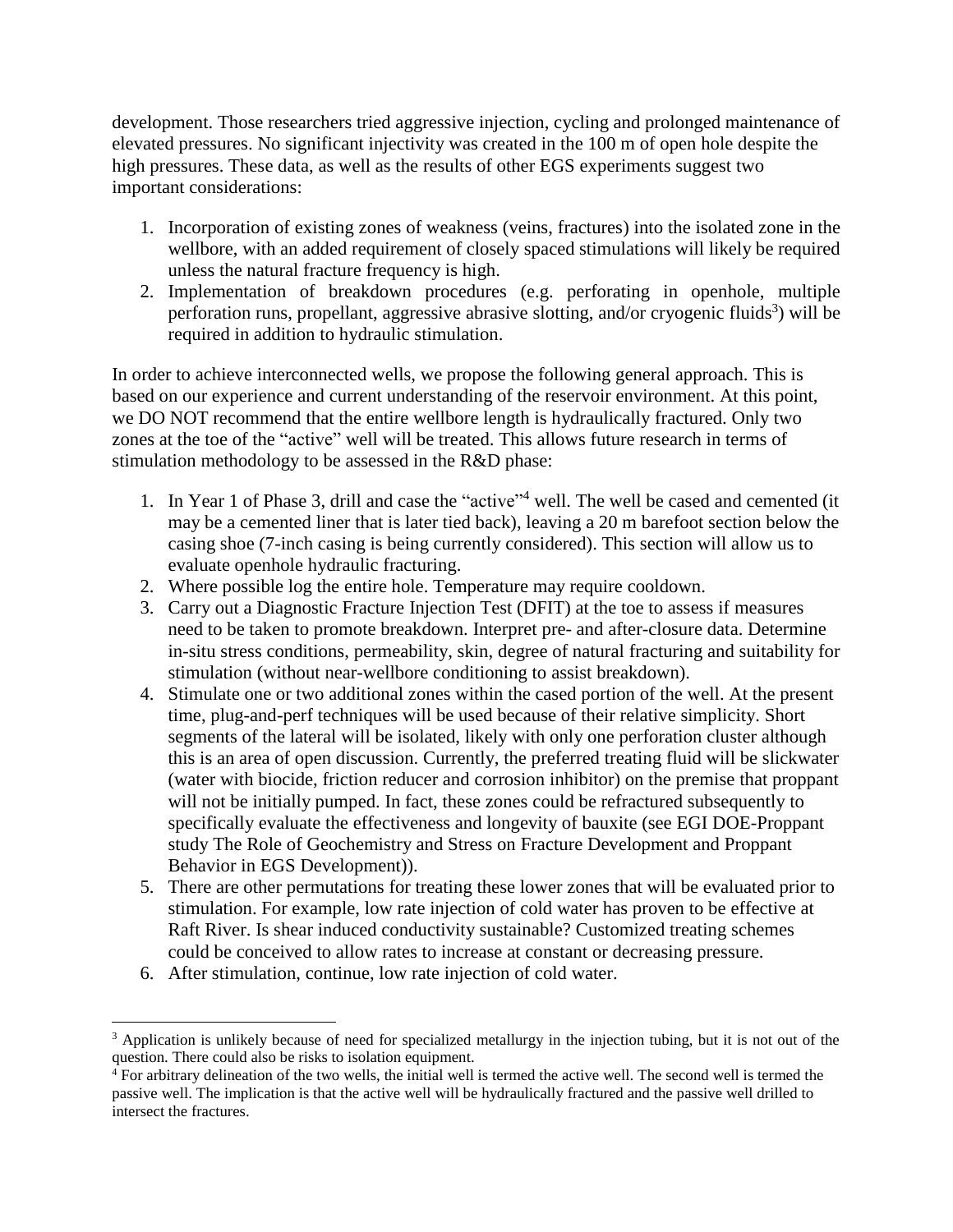development. Those researchers tried aggressive injection, cycling and prolonged maintenance of elevated pressures. No significant injectivity was created in the 100 m of open hole despite the high pressures. These data, as well as the results of other EGS experiments suggest two important considerations:

1. Incorporation of existing zones of weakness (veins, fractures) into the isolated zone in the wellbore, with an added requirement of closely spaced stimulations will likely be required unless the natural fracture frequency is high.
2. Implementation of breakdown procedures (e.g. perforating in openhole, multiple perforation runs, propellant, aggressive abrasive slotting, and/or cryogenic fluids[3]) will be required in addition to hydraulic stimulation.

In order to achieve interconnected wells, we propose the following general approach. This is based on our experience and current understanding of the reservoir environment. At this point, we DO NOT recommend that the entire wellbore length is hydraulically fractured. Only two zones at the toe of the "active" well will be treated. This allows future research in terms of stimulation methodology to be assessed in the R&D phase:

1. In Year 1 of Phase 3, drill and case the "active"[4] well. The well be cased and cemented (it may be a cemented liner that is later tied back), leaving a 20 m barefoot section below the casing shoe (7-inch casing is being currently considered). This section will allow us to evaluate openhole hydraulic fracturing.
2. Where possible log the entire hole. Temperature may require cooldown.
3. Carry out a Diagnostic Fracture Injection Test (DFIT) at the toe to assess if measures need to be taken to promote breakdown. Interpret pre- and after-closure data. Determine in-situ stress conditions, permeability, skin, degree of natural fracturing and suitability for stimulation (without near-wellbore conditioning to assist breakdown).
4. Stimulate one or two additional zones within the cased portion of the well. At the present time, plug-and-perf techniques will be used because of their relative simplicity. Short segments of the lateral will be isolated, likely with only one perforation cluster although this is an area of open discussion. Currently, the preferred treating fluid will be slickwater (water with biocide, friction reducer and corrosion inhibitor) on the premise that proppant will not be initially pumped. In fact, these zones could be refractured subsequently to specifically evaluate the effectiveness and longevity of bauxite (see EGI DOE-Proppant study The Role of Geochemistry and Stress on Fracture Development and Proppant Behavior in EGS Development)).
5. There are other permutations for treating these lower zones that will be evaluated prior to stimulation. For example, low rate injection of cold water has proven to be effective at Raft River. Is shear induced conductivity sustainable? Customized treating schemes could be conceived to allow rates to increase at constant or decreasing pressure.
6. After stimulation, continue, low rate injection of cold water.

[3] Application is unlikely because of need for specialized metallurgy in the injection tubing, but it is not out of the question. There could also be risks to isolation equipment.

[4] For arbitrary delineation of the two wells, the initial well is termed the active well. The second well is termed the passive well. The implication is that the active well will be hydraulically fractured and the passive well drilled to intersect the fractures.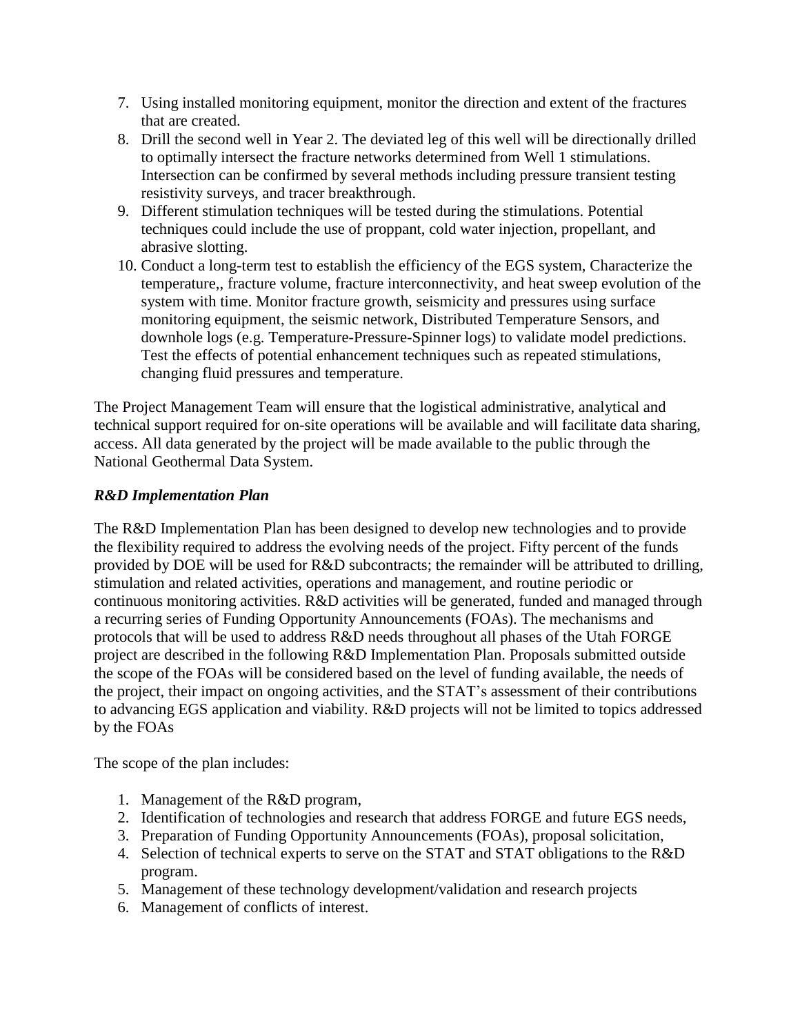7. Using installed monitoring equipment, monitor the direction and extent of the fractures that are created.
8. Drill the second well in Year 2. The deviated leg of this well will be directionally drilled to optimally intersect the fracture networks determined from Well 1 stimulations. Intersection can be confirmed by several methods including pressure transient testing resistivity surveys, and tracer breakthrough.
9. Different stimulation techniques will be tested during the stimulations. Potential techniques could include the use of proppant, cold water injection, propellant, and abrasive slotting.
10. Conduct a long-term test to establish the efficiency of the EGS system, Characterize the temperature,, fracture volume, fracture interconnectivity, and heat sweep evolution of the system with time. Monitor fracture growth, seismicity and pressures using surface monitoring equipment, the seismic network, Distributed Temperature Sensors, and downhole logs (e.g. Temperature-Pressure-Spinner logs) to validate model predictions. Test the effects of potential enhancement techniques such as repeated stimulations, changing fluid pressures and temperature.

The Project Management Team will ensure that the logistical administrative, analytical and technical support required for on-site operations will be available and will facilitate data sharing, access. All data generated by the project will be made available to the public through the National Geothermal Data System.

***R&D Implementation Plan***

The R&D Implementation Plan has been designed to develop new technologies and to provide the flexibility required to address the evolving needs of the project. Fifty percent of the funds provided by DOE will be used for R&D subcontracts; the remainder will be attributed to drilling, stimulation and related activities, operations and management, and routine periodic or continuous monitoring activities. R&D activities will be generated, funded and managed through a recurring series of Funding Opportunity Announcements (FOAs). The mechanisms and protocols that will be used to address R&D needs throughout all phases of the Utah FORGE project are described in the following R&D Implementation Plan. Proposals submitted outside the scope of the FOAs will be considered based on the level of funding available, the needs of the project, their impact on ongoing activities, and the STAT's assessment of their contributions to advancing EGS application and viability. R&D projects will not be limited to topics addressed by the FOAs

The scope of the plan includes:

1. Management of the R&D program,
2. Identification of technologies and research that address FORGE and future EGS needs,
3. Preparation of Funding Opportunity Announcements (FOAs), proposal solicitation,
4. Selection of technical experts to serve on the STAT and STAT obligations to the R&D program.
5. Management of these technology development/validation and research projects
6. Management of conflicts of interest.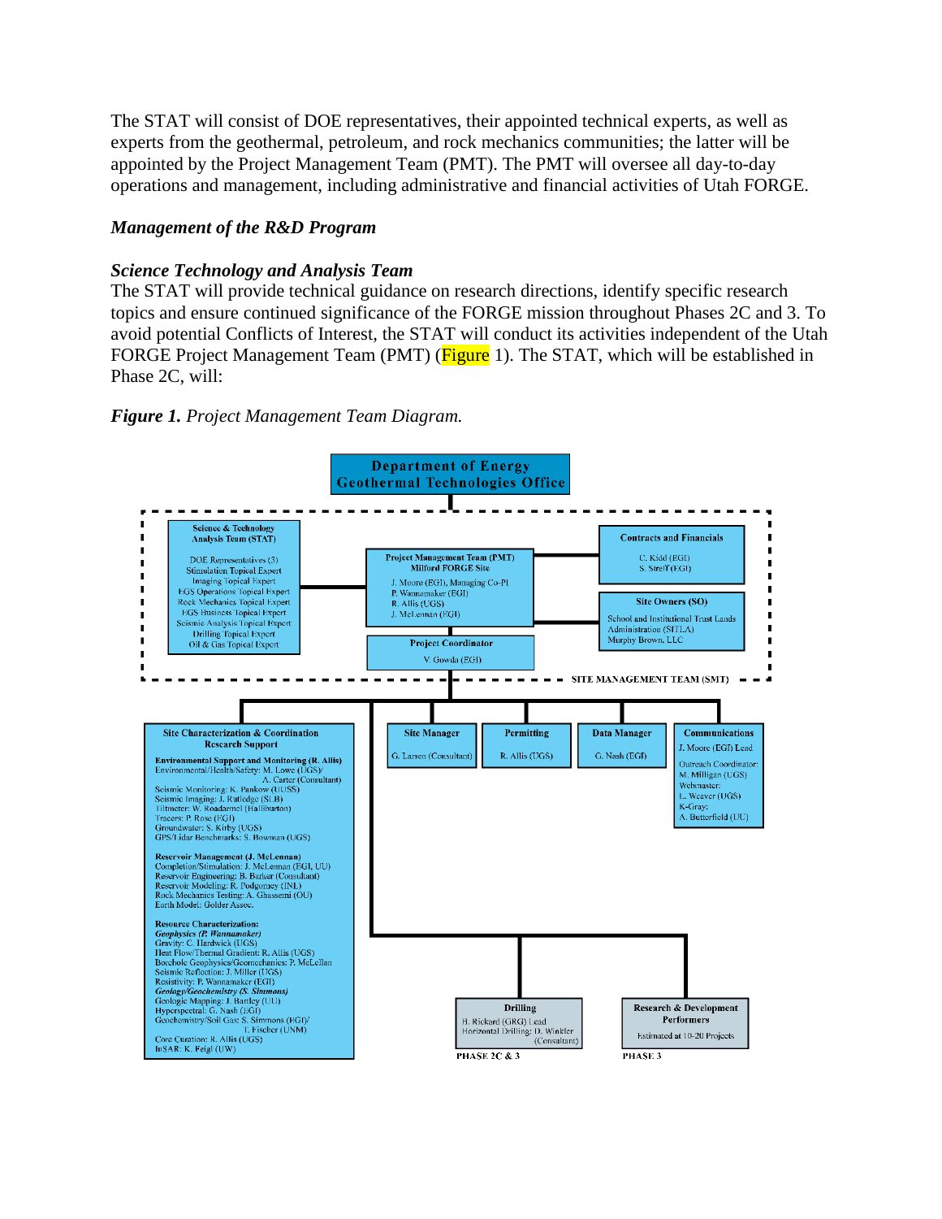The STAT will consist of DOE representatives, their appointed technical experts, as well as experts from the geothermal, petroleum, and rock mechanics communities; the latter will be appointed by the Project Management Team (PMT). The PMT will oversee all day-to-day operations and management, including administrative and financial activities of Utah FORGE.

***Management of the R&D Program***

***Science Technology and Analysis Team***

The STAT will provide technical guidance on research directions, identify specific research topics and ensure continued significance of the FORGE mission throughout Phases 2C and 3. To avoid potential Conflicts of Interest, the STAT will conduct its activities independent of the Utah FORGE Project Management Team (PMT) (Figure 1). The STAT, which will be established in Phase 2C, will:

***Figure 1.*** *Project Management Team Diagram.*

Department of Energy
Geothermal Technologies Office

Science & Technology Analysis Team (STAT)
DOE Representatives (3)
Stimulation Topical Expert
Imaging Topical Expert
EGS Operations Topical Expert
Rock Mechanics Topical Expert
EGS Business Topical Expert
Seismic Analysis Topical Expert
Drilling Topical Expert
Oil & Gas Topical Expert

Project Management Team (PMT)
Milford FORGE Site
J. Moore (EGI), Managing Co-PI
P. Wannamaker (EGI)
R. Allis (UGS)
J. McLennan (EGI)

Project Coordinator
V. Gowda (EGI)

Contracts and Financials
C. Kidd (EGI)
S. Streff (EGI)

Site Owners (SO)
School and Institutional Trust Lands Administration (SITLA)
Murphy Brown, LLC

SITE MANAGEMENT TEAM (SMT)

Site Characterization & Coordination Research Support

**Environmental Support and Monitoring (R. Allis)**
Environmental/Health/Safety: M. Lowe (UGS)/ A. Carter (Consultant)
Seismic Monitoring: K. Pankow (UUSS)
Seismic Imaging: J. Rutledge (SLB)
Tiltmeter: W. Roadarmel (Halliburton)
Tracers: P. Rose (EGI)
Groundwater: S. Kirby (UGS)
GPS/Lidar Benchmarks: S. Bowman (UGS)

**Reservoir Management (J. McLennan)**
Completion/Stimulation: J. McLennan (EGI, UU)
Reservoir Engineering: B. Barker (Consultant)
Reservoir Modeling: R. Podgorney (INL)
Rock Mechanics Testing: A. Ghassemi (OU)
Earth Model: Golder Assoc.

**Resource Characterization:**
***Geophysics (P. Wannamaker)***
Gravity: C. Hardwick (UGS)
Heat Flow/Thermal Gradient: R. Allis (UGS)
Borehole Geophysics/Geomechanics: P. McLellan
Seismic Reflection: J. Miller (UGS)
Resistivity: P. Wannamaker (EGI)
***Geology/Geochemistry (S. Simmons)***
Geologic Mapping: J. Bartley (UU)
Hyperspectral: G. Nash (EGI)
Geochemistry/Soil Gas: S. Simmons (EGI)/ T. Fischer (UNM)
Core Curation: R. Allis (UGS)
InSAR: K. Feigl (UW)

Site Manager
G. Larsen (Consultant)

Permitting
R. Allis (UGS)

Data Manager
G. Nash (EGI)

Communications
J. Moore (EGI) Lead
Outreach Coordinator: M. Milligan (UGS)
Webmaster: L. Weaver (UGS)
K-Gray: A. Butterfield (UU)

Drilling
B. Rickard (GRG) Lead
Horizontal Drilling: D. Winkler (Consultant)
PHASE 2C & 3

Research & Development Performers
Estimated at 10-20 Projects
PHASE 3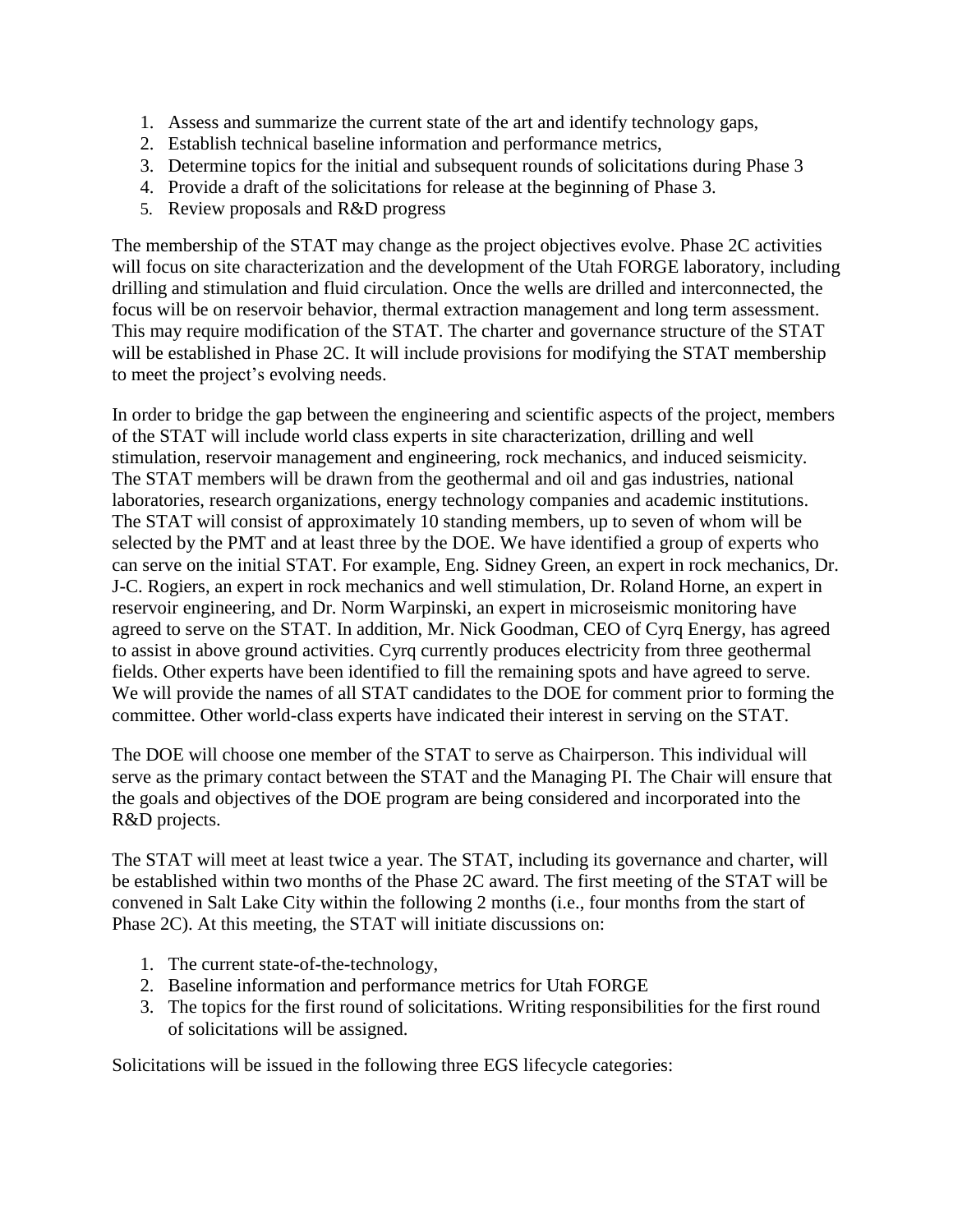1. Assess and summarize the current state of the art and identify technology gaps,
2. Establish technical baseline information and performance metrics,
3. Determine topics for the initial and subsequent rounds of solicitations during Phase 3
4. Provide a draft of the solicitations for release at the beginning of Phase 3.
5. Review proposals and R&D progress

The membership of the STAT may change as the project objectives evolve. Phase 2C activities will focus on site characterization and the development of the Utah FORGE laboratory, including drilling and stimulation and fluid circulation. Once the wells are drilled and interconnected, the focus will be on reservoir behavior, thermal extraction management and long term assessment. This may require modification of the STAT. The charter and governance structure of the STAT will be established in Phase 2C. It will include provisions for modifying the STAT membership to meet the project's evolving needs.

In order to bridge the gap between the engineering and scientific aspects of the project, members of the STAT will include world class experts in site characterization, drilling and well stimulation, reservoir management and engineering, rock mechanics, and induced seismicity. The STAT members will be drawn from the geothermal and oil and gas industries, national laboratories, research organizations, energy technology companies and academic institutions. The STAT will consist of approximately 10 standing members, up to seven of whom will be selected by the PMT and at least three by the DOE. We have identified a group of experts who can serve on the initial STAT. For example, Eng. Sidney Green, an expert in rock mechanics, Dr. J-C. Rogiers, an expert in rock mechanics and well stimulation, Dr. Roland Horne, an expert in reservoir engineering, and Dr. Norm Warpinski, an expert in microseismic monitoring have agreed to serve on the STAT. In addition, Mr. Nick Goodman, CEO of Cyrq Energy, has agreed to assist in above ground activities. Cyrq currently produces electricity from three geothermal fields. Other experts have been identified to fill the remaining spots and have agreed to serve. We will provide the names of all STAT candidates to the DOE for comment prior to forming the committee. Other world-class experts have indicated their interest in serving on the STAT.

The DOE will choose one member of the STAT to serve as Chairperson. This individual will serve as the primary contact between the STAT and the Managing PI. The Chair will ensure that the goals and objectives of the DOE program are being considered and incorporated into the R&D projects.

The STAT will meet at least twice a year. The STAT, including its governance and charter, will be established within two months of the Phase 2C award. The first meeting of the STAT will be convened in Salt Lake City within the following 2 months (i.e., four months from the start of Phase 2C). At this meeting, the STAT will initiate discussions on:

1. The current state-of-the-technology,
2. Baseline information and performance metrics for Utah FORGE
3. The topics for the first round of solicitations. Writing responsibilities for the first round of solicitations will be assigned.

Solicitations will be issued in the following three EGS lifecycle categories: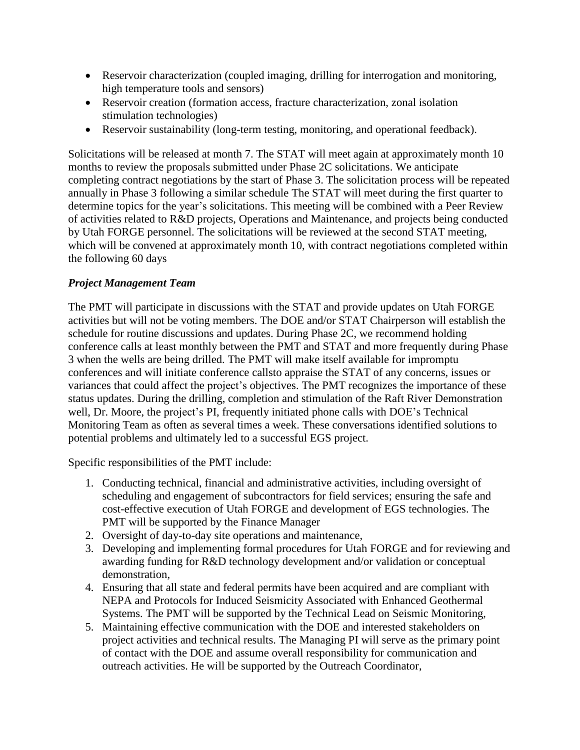- Reservoir characterization (coupled imaging, drilling for interrogation and monitoring, high temperature tools and sensors)
- Reservoir creation (formation access, fracture characterization, zonal isolation stimulation technologies)
- Reservoir sustainability (long-term testing, monitoring, and operational feedback).

Solicitations will be released at month 7. The STAT will meet again at approximately month 10 months to review the proposals submitted under Phase 2C solicitations. We anticipate completing contract negotiations by the start of Phase 3. The solicitation process will be repeated annually in Phase 3 following a similar schedule The STAT will meet during the first quarter to determine topics for the year's solicitations. This meeting will be combined with a Peer Review of activities related to R&D projects, Operations and Maintenance, and projects being conducted by Utah FORGE personnel. The solicitations will be reviewed at the second STAT meeting, which will be convened at approximately month 10, with contract negotiations completed within the following 60 days

***Project Management Team***

The PMT will participate in discussions with the STAT and provide updates on Utah FORGE activities but will not be voting members. The DOE and/or STAT Chairperson will establish the schedule for routine discussions and updates. During Phase 2C, we recommend holding conference calls at least monthly between the PMT and STAT and more frequently during Phase 3 when the wells are being drilled. The PMT will make itself available for impromptu conferences and will initiate conference callsto appraise the STAT of any concerns, issues or variances that could affect the project's objectives. The PMT recognizes the importance of these status updates. During the drilling, completion and stimulation of the Raft River Demonstration well, Dr. Moore, the project's PI, frequently initiated phone calls with DOE's Technical Monitoring Team as often as several times a week. These conversations identified solutions to potential problems and ultimately led to a successful EGS project.

Specific responsibilities of the PMT include:

1. Conducting technical, financial and administrative activities, including oversight of scheduling and engagement of subcontractors for field services; ensuring the safe and cost-effective execution of Utah FORGE and development of EGS technologies. The PMT will be supported by the Finance Manager
2. Oversight of day-to-day site operations and maintenance,
3. Developing and implementing formal procedures for Utah FORGE and for reviewing and awarding funding for R&D technology development and/or validation or conceptual demonstration,
4. Ensuring that all state and federal permits have been acquired and are compliant with NEPA and Protocols for Induced Seismicity Associated with Enhanced Geothermal Systems. The PMT will be supported by the Technical Lead on Seismic Monitoring,
5. Maintaining effective communication with the DOE and interested stakeholders on project activities and technical results. The Managing PI will serve as the primary point of contact with the DOE and assume overall responsibility for communication and outreach activities. He will be supported by the Outreach Coordinator,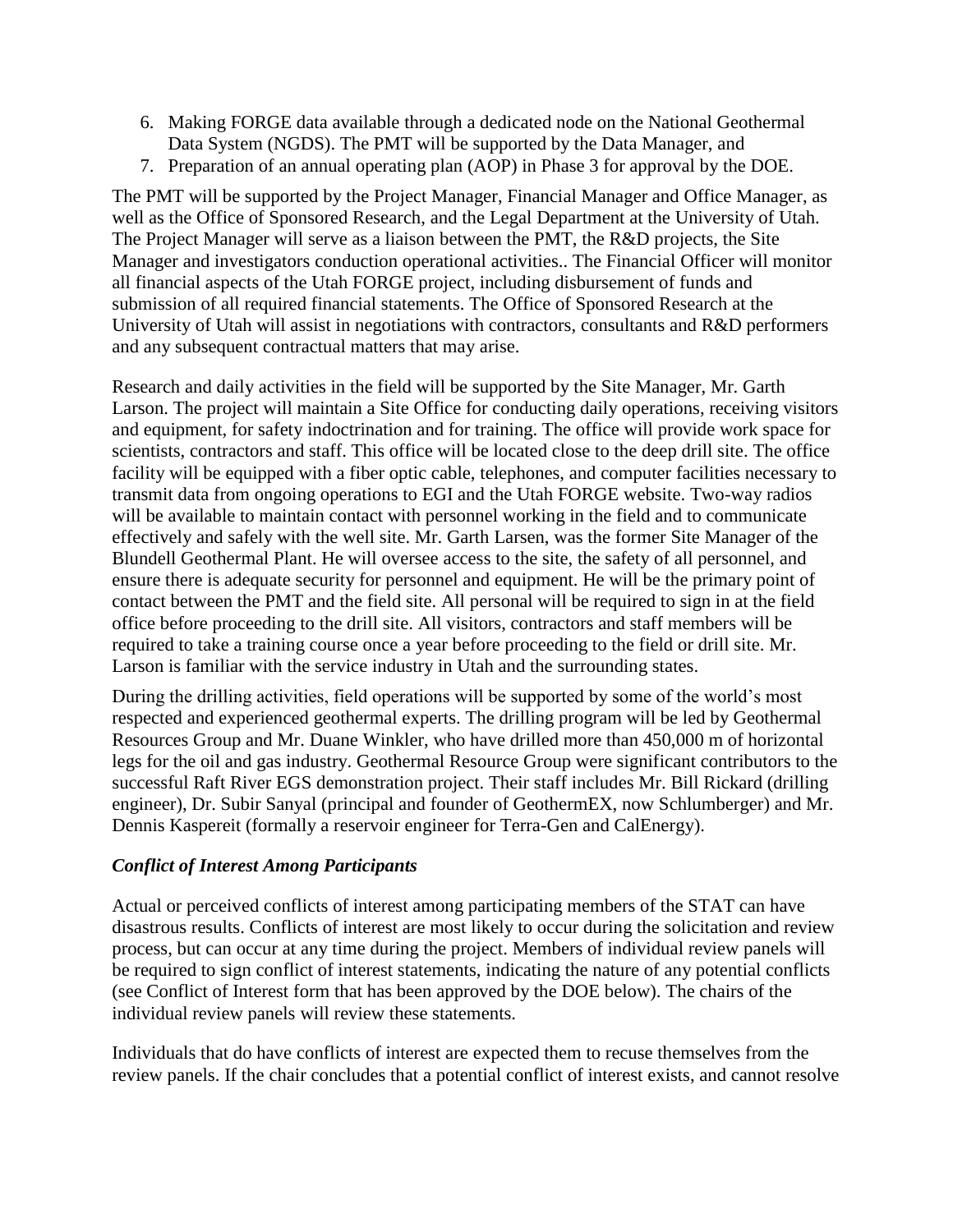6. Making FORGE data available through a dedicated node on the National Geothermal Data System (NGDS). The PMT will be supported by the Data Manager, and
7. Preparation of an annual operating plan (AOP) in Phase 3 for approval by the DOE.

The PMT will be supported by the Project Manager, Financial Manager and Office Manager, as well as the Office of Sponsored Research, and the Legal Department at the University of Utah. The Project Manager will serve as a liaison between the PMT, the R&D projects, the Site Manager and investigators conduction operational activities.. The Financial Officer will monitor all financial aspects of the Utah FORGE project, including disbursement of funds and submission of all required financial statements. The Office of Sponsored Research at the University of Utah will assist in negotiations with contractors, consultants and R&D performers and any subsequent contractual matters that may arise.

Research and daily activities in the field will be supported by the Site Manager, Mr. Garth Larson. The project will maintain a Site Office for conducting daily operations, receiving visitors and equipment, for safety indoctrination and for training. The office will provide work space for scientists, contractors and staff. This office will be located close to the deep drill site. The office facility will be equipped with a fiber optic cable, telephones, and computer facilities necessary to transmit data from ongoing operations to EGI and the Utah FORGE website. Two-way radios will be available to maintain contact with personnel working in the field and to communicate effectively and safely with the well site. Mr. Garth Larsen, was the former Site Manager of the Blundell Geothermal Plant. He will oversee access to the site, the safety of all personnel, and ensure there is adequate security for personnel and equipment. He will be the primary point of contact between the PMT and the field site. All personal will be required to sign in at the field office before proceeding to the drill site. All visitors, contractors and staff members will be required to take a training course once a year before proceeding to the field or drill site. Mr. Larson is familiar with the service industry in Utah and the surrounding states.

During the drilling activities, field operations will be supported by some of the world's most respected and experienced geothermal experts. The drilling program will be led by Geothermal Resources Group and Mr. Duane Winkler, who have drilled more than 450,000 m of horizontal legs for the oil and gas industry. Geothermal Resource Group were significant contributors to the successful Raft River EGS demonstration project. Their staff includes Mr. Bill Rickard (drilling engineer), Dr. Subir Sanyal (principal and founder of GeothermEX, now Schlumberger) and Mr. Dennis Kaspereit (formally a reservoir engineer for Terra-Gen and CalEnergy).

### *Conflict of Interest Among Participants*

Actual or perceived conflicts of interest among participating members of the STAT can have disastrous results. Conflicts of interest are most likely to occur during the solicitation and review process, but can occur at any time during the project. Members of individual review panels will be required to sign conflict of interest statements, indicating the nature of any potential conflicts (see Conflict of Interest form that has been approved by the DOE below). The chairs of the individual review panels will review these statements.

Individuals that do have conflicts of interest are expected them to recuse themselves from the review panels. If the chair concludes that a potential conflict of interest exists, and cannot resolve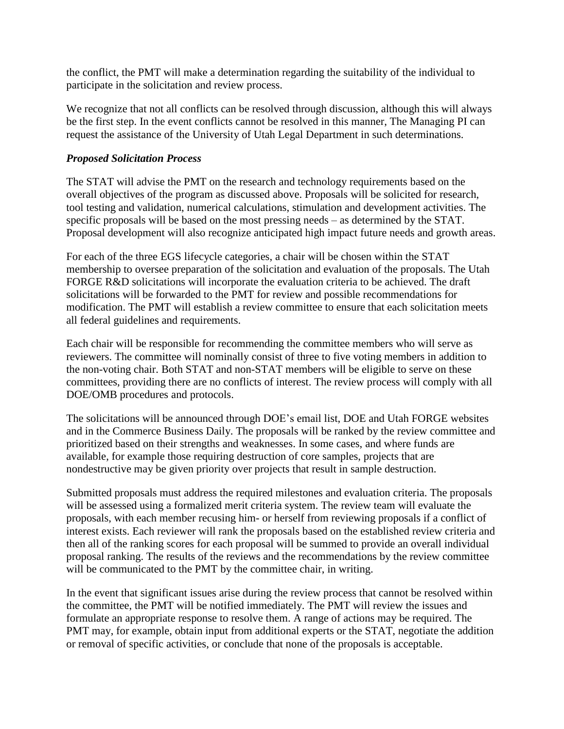the conflict, the PMT will make a determination regarding the suitability of the individual to participate in the solicitation and review process.

We recognize that not all conflicts can be resolved through discussion, although this will always be the first step. In the event conflicts cannot be resolved in this manner, The Managing PI can request the assistance of the University of Utah Legal Department in such determinations.

***Proposed Solicitation Process***

The STAT will advise the PMT on the research and technology requirements based on the overall objectives of the program as discussed above. Proposals will be solicited for research, tool testing and validation, numerical calculations, stimulation and development activities. The specific proposals will be based on the most pressing needs – as determined by the STAT. Proposal development will also recognize anticipated high impact future needs and growth areas.

For each of the three EGS lifecycle categories, a chair will be chosen within the STAT membership to oversee preparation of the solicitation and evaluation of the proposals. The Utah FORGE R&D solicitations will incorporate the evaluation criteria to be achieved. The draft solicitations will be forwarded to the PMT for review and possible recommendations for modification. The PMT will establish a review committee to ensure that each solicitation meets all federal guidelines and requirements.

Each chair will be responsible for recommending the committee members who will serve as reviewers. The committee will nominally consist of three to five voting members in addition to the non-voting chair. Both STAT and non-STAT members will be eligible to serve on these committees, providing there are no conflicts of interest. The review process will comply with all DOE/OMB procedures and protocols.

The solicitations will be announced through DOE's email list, DOE and Utah FORGE websites and in the Commerce Business Daily. The proposals will be ranked by the review committee and prioritized based on their strengths and weaknesses. In some cases, and where funds are available, for example those requiring destruction of core samples, projects that are nondestructive may be given priority over projects that result in sample destruction.

Submitted proposals must address the required milestones and evaluation criteria. The proposals will be assessed using a formalized merit criteria system. The review team will evaluate the proposals, with each member recusing him- or herself from reviewing proposals if a conflict of interest exists. Each reviewer will rank the proposals based on the established review criteria and then all of the ranking scores for each proposal will be summed to provide an overall individual proposal ranking. The results of the reviews and the recommendations by the review committee will be communicated to the PMT by the committee chair, in writing.

In the event that significant issues arise during the review process that cannot be resolved within the committee, the PMT will be notified immediately. The PMT will review the issues and formulate an appropriate response to resolve them. A range of actions may be required. The PMT may, for example, obtain input from additional experts or the STAT, negotiate the addition or removal of specific activities, or conclude that none of the proposals is acceptable.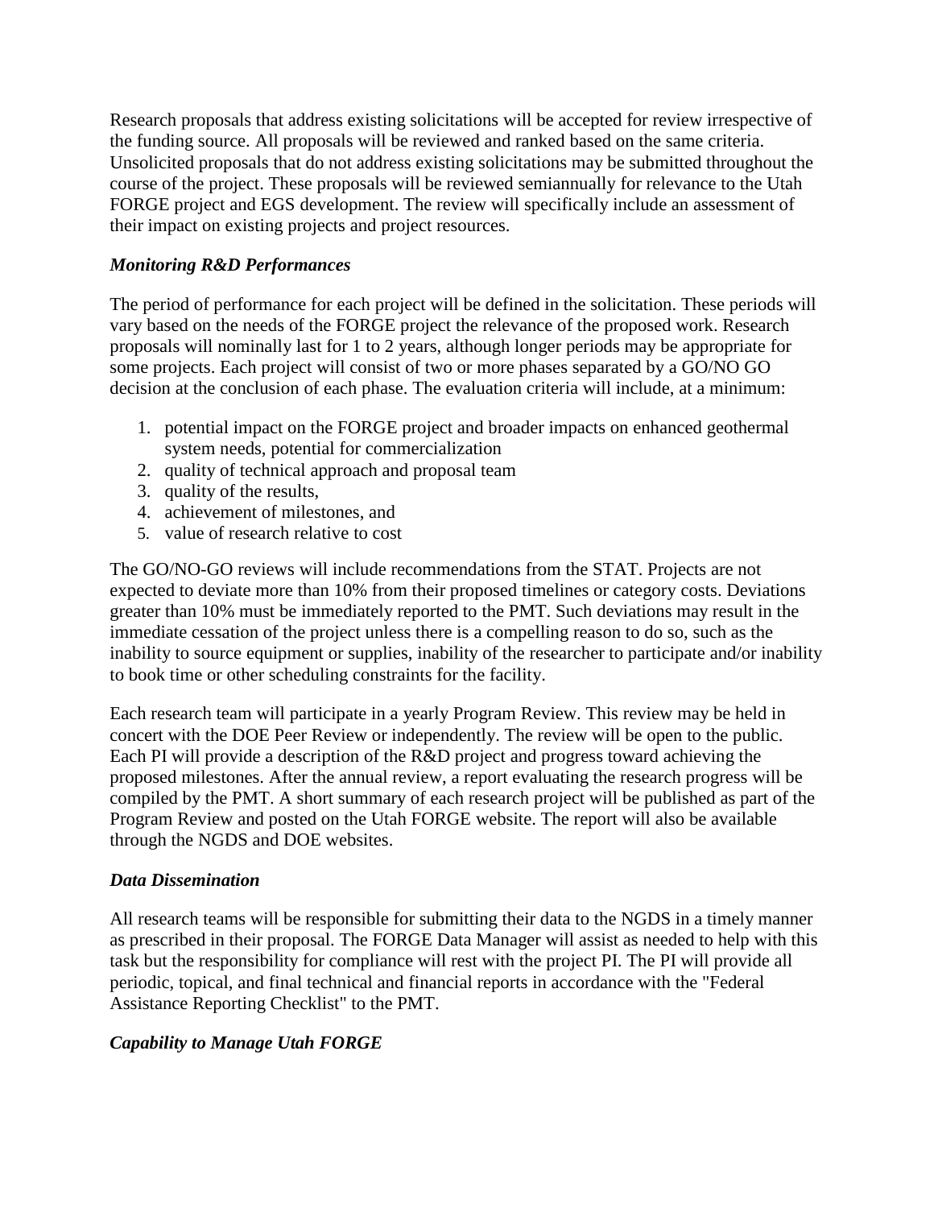Research proposals that address existing solicitations will be accepted for review irrespective of the funding source. All proposals will be reviewed and ranked based on the same criteria. Unsolicited proposals that do not address existing solicitations may be submitted throughout the course of the project. These proposals will be reviewed semiannually for relevance to the Utah FORGE project and EGS development. The review will specifically include an assessment of their impact on existing projects and project resources.

***Monitoring R&D Performances***

The period of performance for each project will be defined in the solicitation. These periods will vary based on the needs of the FORGE project the relevance of the proposed work. Research proposals will nominally last for 1 to 2 years, although longer periods may be appropriate for some projects. Each project will consist of two or more phases separated by a GO/NO GO decision at the conclusion of each phase. The evaluation criteria will include, at a minimum:

1. potential impact on the FORGE project and broader impacts on enhanced geothermal system needs, potential for commercialization
2. quality of technical approach and proposal team
3. quality of the results,
4. achievement of milestones, and
5. value of research relative to cost

The GO/NO-GO reviews will include recommendations from the STAT. Projects are not expected to deviate more than 10% from their proposed timelines or category costs. Deviations greater than 10% must be immediately reported to the PMT. Such deviations may result in the immediate cessation of the project unless there is a compelling reason to do so, such as the inability to source equipment or supplies, inability of the researcher to participate and/or inability to book time or other scheduling constraints for the facility.

Each research team will participate in a yearly Program Review. This review may be held in concert with the DOE Peer Review or independently. The review will be open to the public. Each PI will provide a description of the R&D project and progress toward achieving the proposed milestones. After the annual review, a report evaluating the research progress will be compiled by the PMT. A short summary of each research project will be published as part of the Program Review and posted on the Utah FORGE website. The report will also be available through the NGDS and DOE websites.

***Data Dissemination***

All research teams will be responsible for submitting their data to the NGDS in a timely manner as prescribed in their proposal. The FORGE Data Manager will assist as needed to help with this task but the responsibility for compliance will rest with the project PI. The PI will provide all periodic, topical, and final technical and financial reports in accordance with the "Federal Assistance Reporting Checklist" to the PMT.

***Capability to Manage Utah FORGE***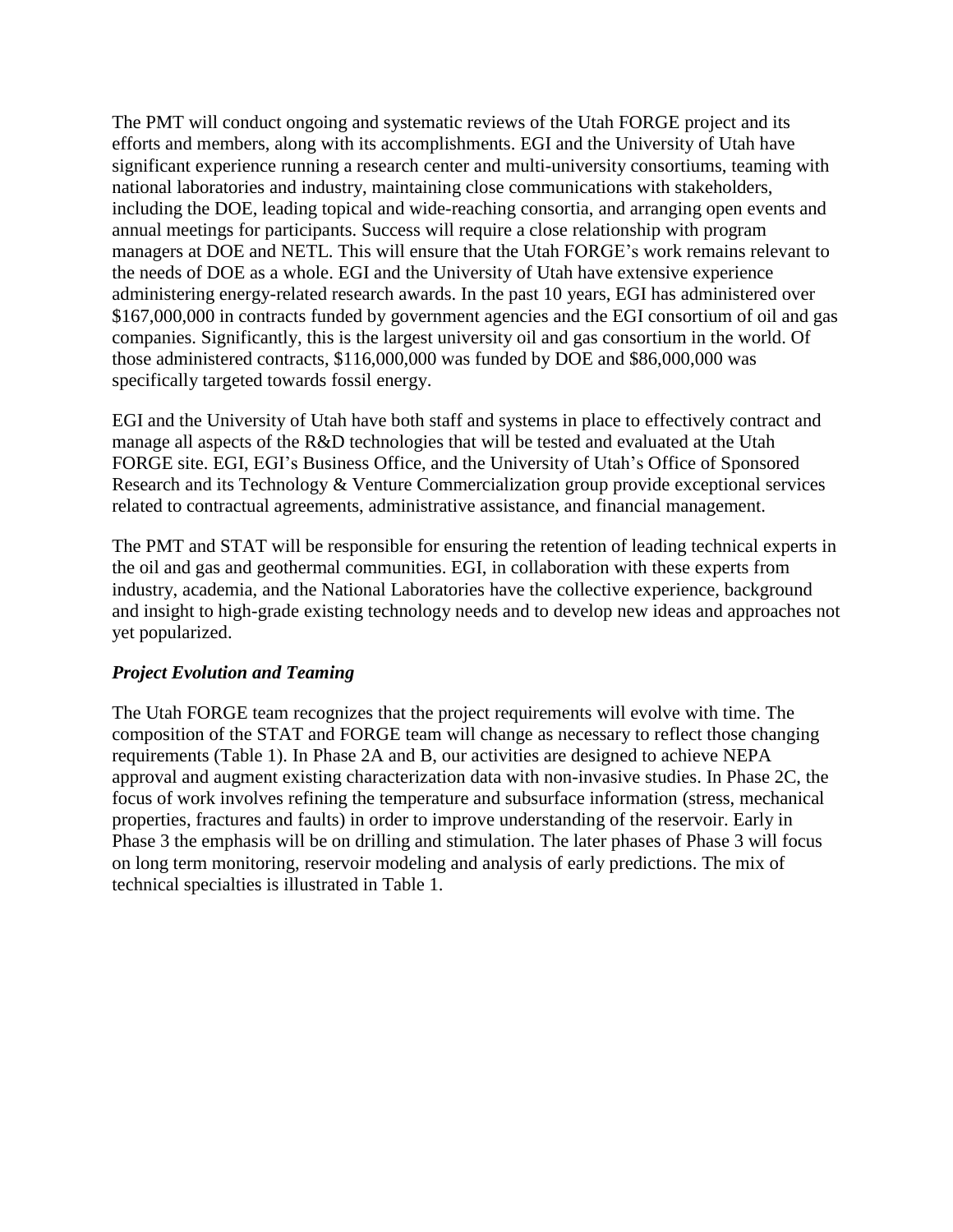The PMT will conduct ongoing and systematic reviews of the Utah FORGE project and its efforts and members, along with its accomplishments. EGI and the University of Utah have significant experience running a research center and multi-university consortiums, teaming with national laboratories and industry, maintaining close communications with stakeholders, including the DOE, leading topical and wide-reaching consortia, and arranging open events and annual meetings for participants. Success will require a close relationship with program managers at DOE and NETL. This will ensure that the Utah FORGE's work remains relevant to the needs of DOE as a whole. EGI and the University of Utah have extensive experience administering energy-related research awards. In the past 10 years, EGI has administered over $167,000,000 in contracts funded by government agencies and the EGI consortium of oil and gas companies. Significantly, this is the largest university oil and gas consortium in the world. Of those administered contracts, $116,000,000 was funded by DOE and $86,000,000 was specifically targeted towards fossil energy.

EGI and the University of Utah have both staff and systems in place to effectively contract and manage all aspects of the R&D technologies that will be tested and evaluated at the Utah FORGE site. EGI, EGI's Business Office, and the University of Utah's Office of Sponsored Research and its Technology & Venture Commercialization group provide exceptional services related to contractual agreements, administrative assistance, and financial management.

The PMT and STAT will be responsible for ensuring the retention of leading technical experts in the oil and gas and geothermal communities. EGI, in collaboration with these experts from industry, academia, and the National Laboratories have the collective experience, background and insight to high-grade existing technology needs and to develop new ideas and approaches not yet popularized.

### *Project Evolution and Teaming*

The Utah FORGE team recognizes that the project requirements will evolve with time. The composition of the STAT and FORGE team will change as necessary to reflect those changing requirements (Table 1). In Phase 2A and B, our activities are designed to achieve NEPA approval and augment existing characterization data with non-invasive studies. In Phase 2C, the focus of work involves refining the temperature and subsurface information (stress, mechanical properties, fractures and faults) in order to improve understanding of the reservoir. Early in Phase 3 the emphasis will be on drilling and stimulation. The later phases of Phase 3 will focus on long term monitoring, reservoir modeling and analysis of early predictions. The mix of technical specialties is illustrated in Table 1.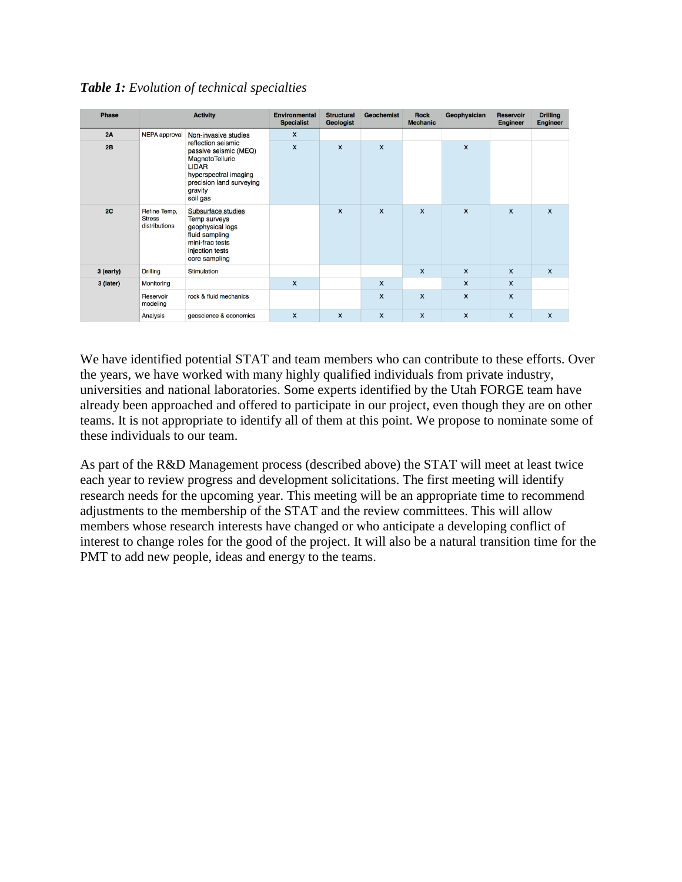***Table 1:*** *Evolution of technical specialties*

| Phase | Activity | | Environmental Specialist | Structural Geologist | Geochemist | Rock Mechanic | Geophysicist | Reservoir Engineer | Drilling Engineer |
|---|---|---|---|---|---|---|---|---|---|
| 2A | NEPA approval | Non-invasive studies | x | | | | | | |
| 2B | | reflection seismic<br>passive seismic (MEQ)<br>MagnetoTelluric<br>LIDAR<br>hyperspectral imaging<br>precision land surveying<br>gravity<br>soil gas | x | x | x | | x | | |
| 2C | Refine Temp, Stress distributions | Subsurface studies<br>Temp surveys<br>geophysical logs<br>fluid sampling<br>mini-frac tests<br>injection tests<br>core sampling | | x | x | x | x | x | x |
| 3 (early) | Drilling | Stimulation | | | | x | x | x | x |
| 3 (later) | Monitoring | | x | | x | | x | x | |
| | Reservoir modeling | rock & fluid mechanics | | | x | x | x | x | |
| | Analysis | geoscience & economics | x | x | x | x | x | x | x |

We have identified potential STAT and team members who can contribute to these efforts. Over the years, we have worked with many highly qualified individuals from private industry, universities and national laboratories. Some experts identified by the Utah FORGE team have already been approached and offered to participate in our project, even though they are on other teams. It is not appropriate to identify all of them at this point. We propose to nominate some of these individuals to our team.

As part of the R&D Management process (described above) the STAT will meet at least twice each year to review progress and development solicitations. The first meeting will identify research needs for the upcoming year. This meeting will be an appropriate time to recommend adjustments to the membership of the STAT and the review committees. This will allow members whose research interests have changed or who anticipate a developing conflict of interest to change roles for the good of the project. It will also be a natural transition time for the PMT to add new people, ideas and energy to the teams.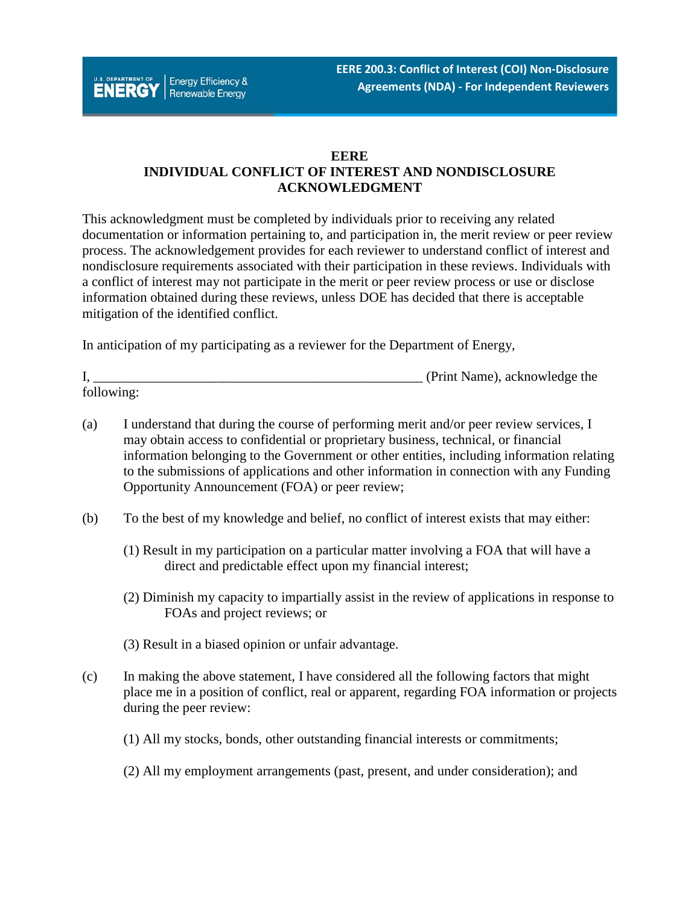**EERE**
**INDIVIDUAL CONFLICT OF INTEREST AND NONDISCLOSURE ACKNOWLEDGMENT**

This acknowledgment must be completed by individuals prior to receiving any related documentation or information pertaining to, and participation in, the merit review or peer review process. The acknowledgement provides for each reviewer to understand conflict of interest and nondisclosure requirements associated with their participation in these reviews. Individuals with a conflict of interest may not participate in the merit or peer review process or use or disclose information obtained during these reviews, unless DOE has decided that there is acceptable mitigation of the identified conflict.

In anticipation of my participating as a reviewer for the Department of Energy,

I, _______________________________________________ (Print Name), acknowledge the following:

(a) I understand that during the course of performing merit and/or peer review services, I may obtain access to confidential or proprietary business, technical, or financial information belonging to the Government or other entities, including information relating to the submissions of applications and other information in connection with any Funding Opportunity Announcement (FOA) or peer review;

(b) To the best of my knowledge and belief, no conflict of interest exists that may either:

(1) Result in my participation on a particular matter involving a FOA that will have a direct and predictable effect upon my financial interest;

(2) Diminish my capacity to impartially assist in the review of applications in response to FOAs and project reviews; or

(3) Result in a biased opinion or unfair advantage.

(c) In making the above statement, I have considered all the following factors that might place me in a position of conflict, real or apparent, regarding FOA information or projects during the peer review:

(1) All my stocks, bonds, other outstanding financial interests or commitments;

(2) All my employment arrangements (past, present, and under consideration); and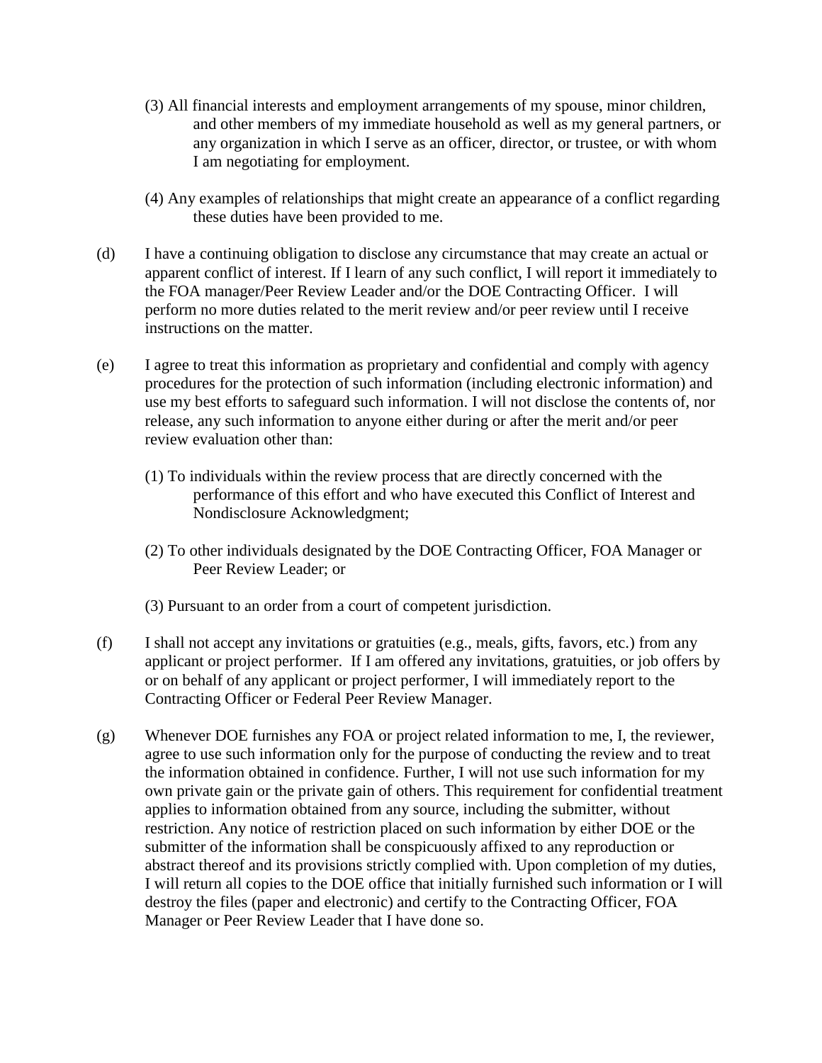(3) All financial interests and employment arrangements of my spouse, minor children, and other members of my immediate household as well as my general partners, or any organization in which I serve as an officer, director, or trustee, or with whom I am negotiating for employment.

(4) Any examples of relationships that might create an appearance of a conflict regarding these duties have been provided to me.

(d) I have a continuing obligation to disclose any circumstance that may create an actual or apparent conflict of interest. If I learn of any such conflict, I will report it immediately to the FOA manager/Peer Review Leader and/or the DOE Contracting Officer. I will perform no more duties related to the merit review and/or peer review until I receive instructions on the matter.

(e) I agree to treat this information as proprietary and confidential and comply with agency procedures for the protection of such information (including electronic information) and use my best efforts to safeguard such information. I will not disclose the contents of, nor release, any such information to anyone either during or after the merit and/or peer review evaluation other than:

(1) To individuals within the review process that are directly concerned with the performance of this effort and who have executed this Conflict of Interest and Nondisclosure Acknowledgment;

(2) To other individuals designated by the DOE Contracting Officer, FOA Manager or Peer Review Leader; or

(3) Pursuant to an order from a court of competent jurisdiction.

(f) I shall not accept any invitations or gratuities (e.g., meals, gifts, favors, etc.) from any applicant or project performer. If I am offered any invitations, gratuities, or job offers by or on behalf of any applicant or project performer, I will immediately report to the Contracting Officer or Federal Peer Review Manager.

(g) Whenever DOE furnishes any FOA or project related information to me, I, the reviewer, agree to use such information only for the purpose of conducting the review and to treat the information obtained in confidence. Further, I will not use such information for my own private gain or the private gain of others. This requirement for confidential treatment applies to information obtained from any source, including the submitter, without restriction. Any notice of restriction placed on such information by either DOE or the submitter of the information shall be conspicuously affixed to any reproduction or abstract thereof and its provisions strictly complied with. Upon completion of my duties, I will return all copies to the DOE office that initially furnished such information or I will destroy the files (paper and electronic) and certify to the Contracting Officer, FOA Manager or Peer Review Leader that I have done so.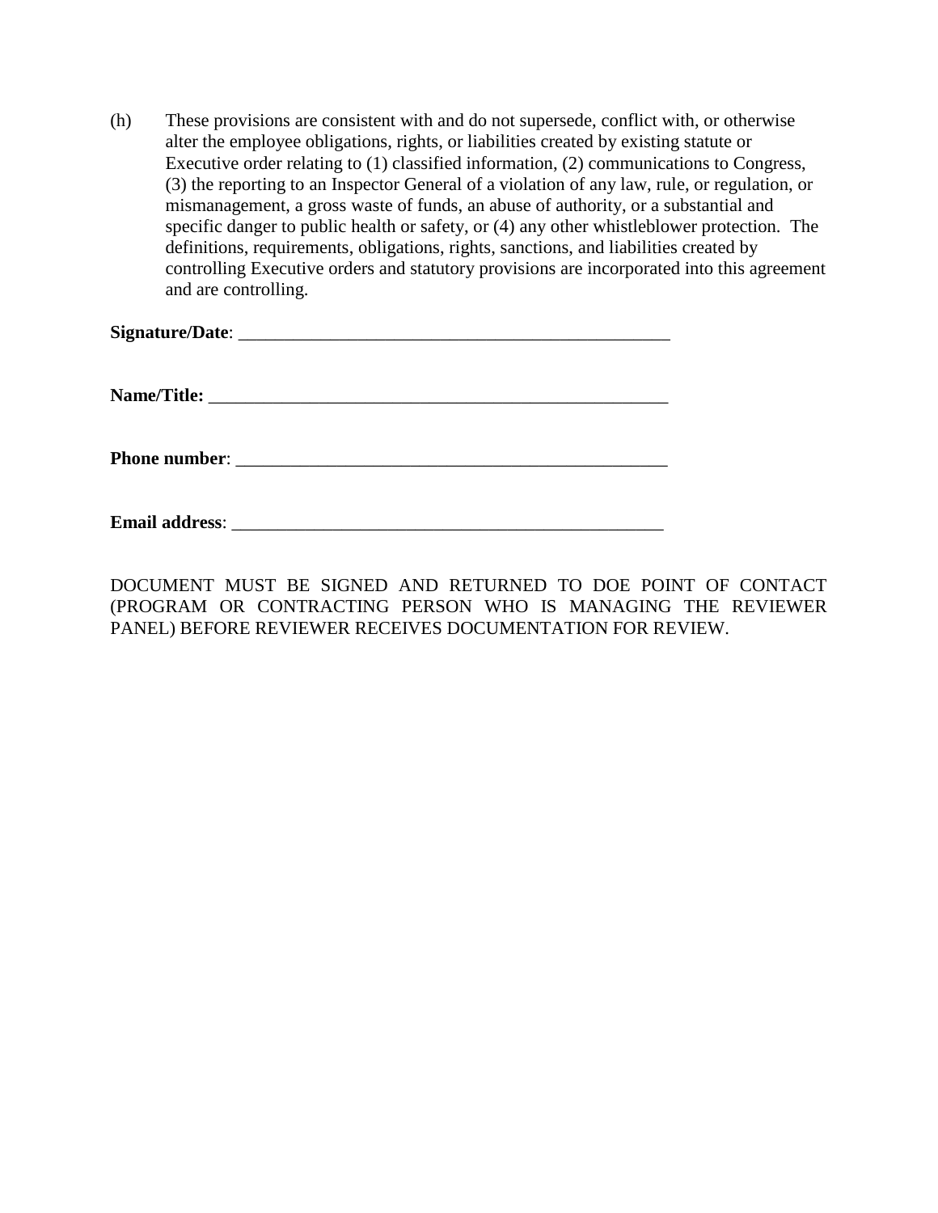(h) These provisions are consistent with and do not supersede, conflict with, or otherwise alter the employee obligations, rights, or liabilities created by existing statute or Executive order relating to (1) classified information, (2) communications to Congress, (3) the reporting to an Inspector General of a violation of any law, rule, or regulation, or mismanagement, a gross waste of funds, an abuse of authority, or a substantial and specific danger to public health or safety, or (4) any other whistleblower protection. The definitions, requirements, obligations, rights, sanctions, and liabilities created by controlling Executive orders and statutory provisions are incorporated into this agreement and are controlling.

**Signature/Date**: _________________________________________________

**Name/Title:** ____________________________________________________

**Phone number**: _________________________________________________

**Email address**: _________________________________________________

DOCUMENT MUST BE SIGNED AND RETURNED TO DOE POINT OF CONTACT (PROGRAM OR CONTRACTING PERSON WHO IS MANAGING THE REVIEWER PANEL) BEFORE REVIEWER RECEIVES DOCUMENTATION FOR REVIEW.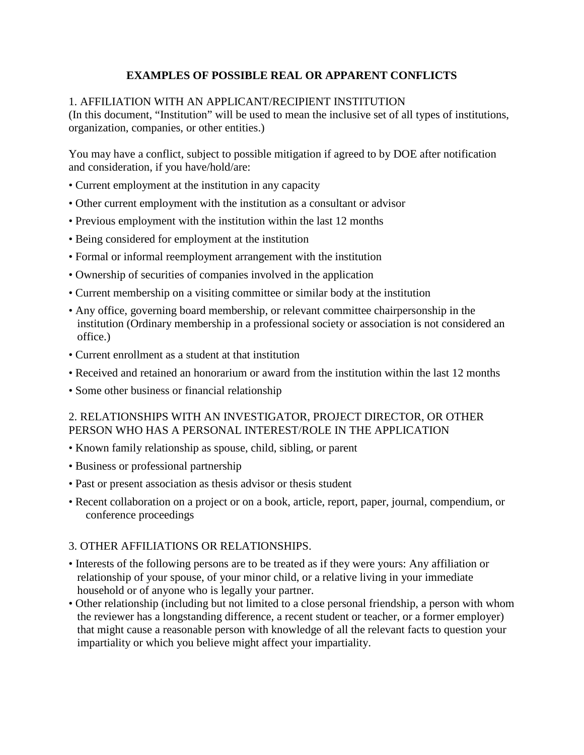# EXAMPLES OF POSSIBLE REAL OR APPARENT CONFLICTS

1. AFFILIATION WITH AN APPLICANT/RECIPIENT INSTITUTION
(In this document, "Institution" will be used to mean the inclusive set of all types of institutions, organization, companies, or other entities.)

You may have a conflict, subject to possible mitigation if agreed to by DOE after notification and consideration, if you have/hold/are:

- Current employment at the institution in any capacity
- Other current employment with the institution as a consultant or advisor
- Previous employment with the institution within the last 12 months
- Being considered for employment at the institution
- Formal or informal reemployment arrangement with the institution
- Ownership of securities of companies involved in the application
- Current membership on a visiting committee or similar body at the institution
- Any office, governing board membership, or relevant committee chairpersonship in the institution (Ordinary membership in a professional society or association is not considered an office.)
- Current enrollment as a student at that institution
- Received and retained an honorarium or award from the institution within the last 12 months
- Some other business or financial relationship

2. RELATIONSHIPS WITH AN INVESTIGATOR, PROJECT DIRECTOR, OR OTHER PERSON WHO HAS A PERSONAL INTEREST/ROLE IN THE APPLICATION

- Known family relationship as spouse, child, sibling, or parent
- Business or professional partnership
- Past or present association as thesis advisor or thesis student
- Recent collaboration on a project or on a book, article, report, paper, journal, compendium, or conference proceedings

3. OTHER AFFILIATIONS OR RELATIONSHIPS.

- Interests of the following persons are to be treated as if they were yours: Any affiliation or relationship of your spouse, of your minor child, or a relative living in your immediate household or of anyone who is legally your partner.
- Other relationship (including but not limited to a close personal friendship, a person with whom the reviewer has a longstanding difference, a recent student or teacher, or a former employer) that might cause a reasonable person with knowledge of all the relevant facts to question your impartiality or which you believe might affect your impartiality.